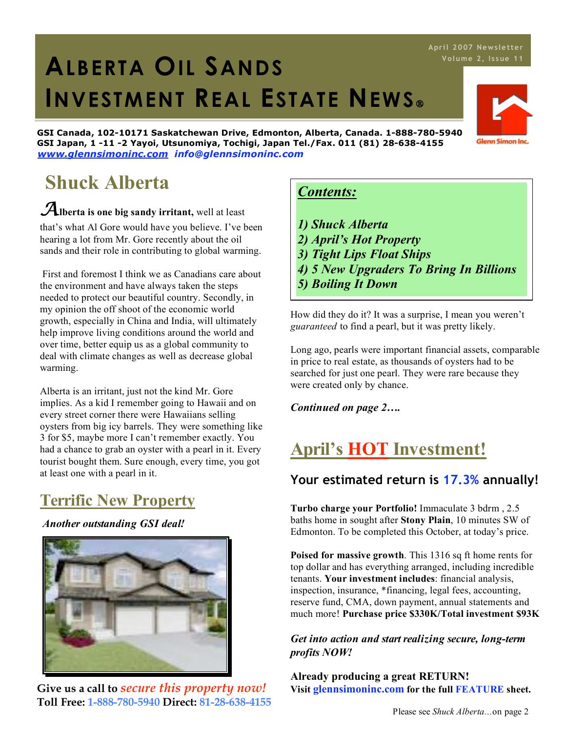April 2007 Newsletter
Volume 2, Issue 11

# ALBERTA OIL SANDS INVESTMENT REAL ESTATE NEWS®

**GSI Canada, 102-10171 Saskatchewan Drive, Edmonton, Alberta, Canada. 1-888-780-5940**
**GSI Japan, 1 -11 -2 Yayoi, Utsunomiya, Tochigi, Japan Tel./Fax. 011 (81) 28-638-4155**
***www.glennsimoninc.com*** ***info@glennsimoninc.com***

Glenn Simon Inc.

## Shuck Alberta

**Alberta is one big sandy irritant,** well at least that's what Al Gore would have you believe. I've been hearing a lot from Mr. Gore recently about the oil sands and their role in contributing to global warming.

First and foremost I think we as Canadians care about the environment and have always taken the steps needed to protect our beautiful country. Secondly, in my opinion the off shoot of the economic world growth, especially in China and India, will ultimately help improve living conditions around the world and over time, better equip us as a global community to deal with climate changes as well as decrease global warming.

Alberta is an irritant, just not the kind Mr. Gore implies. As a kid I remember going to Hawaii and on every street corner there were Hawaiians selling oysters from big icy barrels. They were something like 3 for $5, maybe more I can't remember exactly. You had a chance to grab an oyster with a pearl in it. Every tourist bought them. Sure enough, every time, you got at least one with a pearl in it.

How did they do it? It was a surprise, I mean you weren't *guaranteed* to find a pearl, but it was pretty likely.

Long ago, pearls were important financial assets, comparable in price to real estate, as thousands of oysters had to be searched for just one pearl. They were rare because they were created only by chance.

***Continued on page 2….***

### *Contents:*

***1) Shuck Alberta***
***2) April's Hot Property***
***3) Tight Lips Float Ships***
***4) 5 New Upgraders To Bring In Billions***
***5) Boiling It Down***

## Terrific New Property

***Another outstanding GSI deal!***

**Give us a call to *secure this property now!***
**Toll Free: 1-888-780-5940 Direct: 81-28-638-4155**

## April's HOT Investment!

### Your estimated return is 17.3% annually!

**Turbo charge your Portfolio!** Immaculate 3 bdrm , 2.5 baths home in sought after **Stony Plain**, 10 minutes SW of Edmonton. To be completed this October, at today's price.

**Poised for massive growth**. This 1316 sq ft home rents for top dollar and has everything arranged, including incredible tenants. **Your investment includes**: financial analysis, inspection, insurance, *financing, legal fees, accounting, reserve fund, CMA, down payment, annual statements and much more! **Purchase price $330K/Total investment $93K**

***Get into action and start realizing secure, long-term profits NOW!***

**Already producing a great RETURN!**
**Visit glennsimoninc.com for the full FEATURE sheet.**

Please see *Shuck Alberta…*on page 2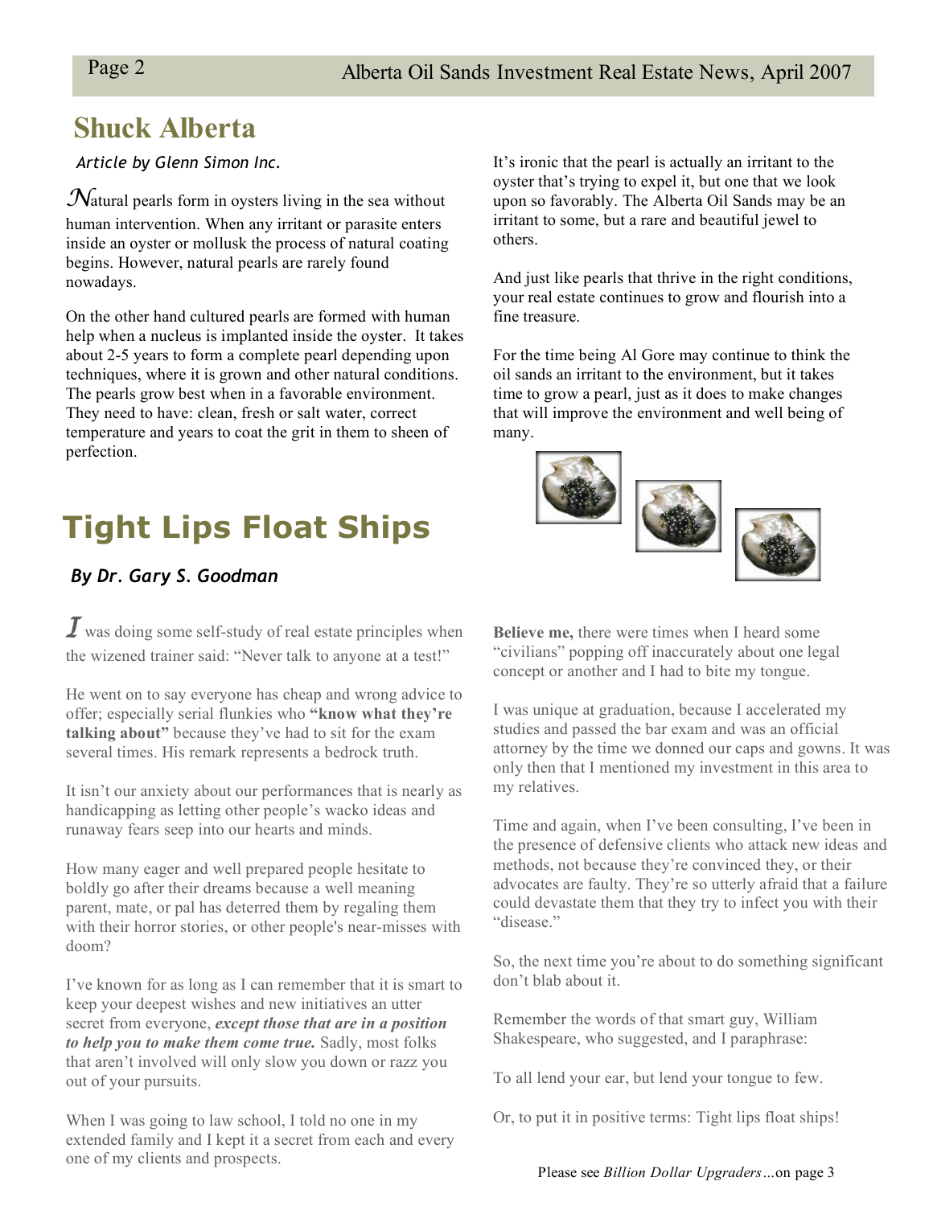## Shuck Alberta

*Article by Glenn Simon Inc.*

Natural pearls form in oysters living in the sea without human intervention. When any irritant or parasite enters inside an oyster or mollusk the process of natural coating begins. However, natural pearls are rarely found nowadays.

On the other hand cultured pearls are formed with human help when a nucleus is implanted inside the oyster. It takes about 2-5 years to form a complete pearl depending upon techniques, where it is grown and other natural conditions. The pearls grow best when in a favorable environment. They need to have: clean, fresh or salt water, correct temperature and years to coat the grit in them to sheen of perfection.

It's ironic that the pearl is actually an irritant to the oyster that's trying to expel it, but one that we look upon so favorably. The Alberta Oil Sands may be an irritant to some, but a rare and beautiful jewel to others.

And just like pearls that thrive in the right conditions, your real estate continues to grow and flourish into a fine treasure.

For the time being Al Gore may continue to think the oil sands an irritant to the environment, but it takes time to grow a pearl, just as it does to make changes that will improve the environment and well being of many.

## Tight Lips Float Ships

***By Dr. Gary S. Goodman***

I was doing some self-study of real estate principles when the wizened trainer said: "Never talk to anyone at a test!"

He went on to say everyone has cheap and wrong advice to offer; especially serial flunkies who **"know what they're talking about"** because they've had to sit for the exam several times. His remark represents a bedrock truth.

It isn't our anxiety about our performances that is nearly as handicapping as letting other people's wacko ideas and runaway fears seep into our hearts and minds.

How many eager and well prepared people hesitate to boldly go after their dreams because a well meaning parent, mate, or pal has deterred them by regaling them with their horror stories, or other people's near-misses with doom?

I've known for as long as I can remember that it is smart to keep your deepest wishes and new initiatives an utter secret from everyone, ***except those that are in a position to help you to make them come true.*** Sadly, most folks that aren't involved will only slow you down or razz you out of your pursuits.

When I was going to law school, I told no one in my extended family and I kept it a secret from each and every one of my clients and prospects.

**Believe me,** there were times when I heard some "civilians" popping off inaccurately about one legal concept or another and I had to bite my tongue.

I was unique at graduation, because I accelerated my studies and passed the bar exam and was an official attorney by the time we donned our caps and gowns. It was only then that I mentioned my investment in this area to my relatives.

Time and again, when I've been consulting, I've been in the presence of defensive clients who attack new ideas and methods, not because they're convinced they, or their advocates are faulty. They're so utterly afraid that a failure could devastate them that they try to infect you with their "disease."

So, the next time you're about to do something significant don't blab about it.

Remember the words of that smart guy, William Shakespeare, who suggested, and I paraphrase:

To all lend your ear, but lend your tongue to few.

Or, to put it in positive terms: Tight lips float ships!

Please see *Billion Dollar Upgraders…*on page 3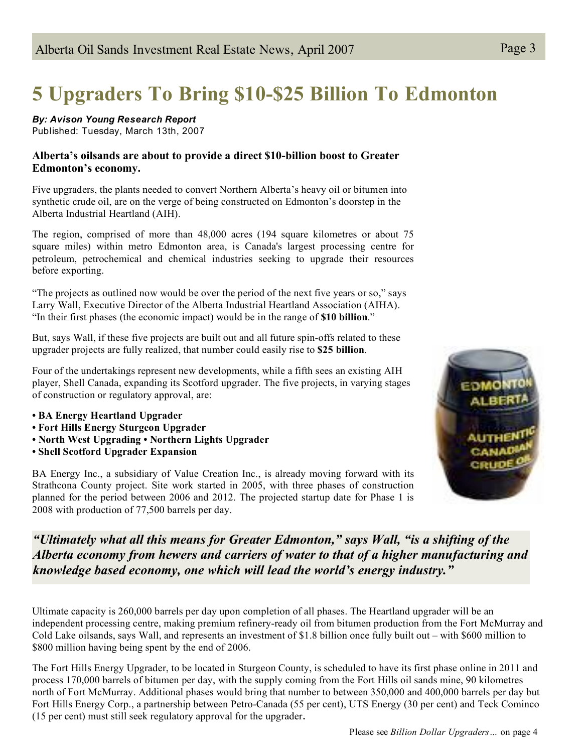# 5 Upgraders To Bring $10-$25 Billion To Edmonton

***By: Avison Young Research Report***
Published: Tuesday, March 13th, 2007

**Alberta's oilsands are about to provide a direct $10-billion boost to Greater Edmonton's economy.**

Five upgraders, the plants needed to convert Northern Alberta's heavy oil or bitumen into synthetic crude oil, are on the verge of being constructed on Edmonton's doorstep in the Alberta Industrial Heartland (AIH).

The region, comprised of more than 48,000 acres (194 square kilometres or about 75 square miles) within metro Edmonton area, is Canada's largest processing centre for petroleum, petrochemical and chemical industries seeking to upgrade their resources before exporting.

"The projects as outlined now would be over the period of the next five years or so," says Larry Wall, Executive Director of the Alberta Industrial Heartland Association (AIHA). "In their first phases (the economic impact) would be in the range of **$10 billion**."

But, says Wall, if these five projects are built out and all future spin-offs related to these upgrader projects are fully realized, that number could easily rise to **$25 billion**.

Four of the undertakings represent new developments, while a fifth sees an existing AIH player, Shell Canada, expanding its Scotford upgrader. The five projects, in varying stages of construction or regulatory approval, are:

- **BA Energy Heartland Upgrader**
- **Fort Hills Energy Sturgeon Upgrader**
- **North West Upgrading • Northern Lights Upgrader**
- **Shell Scotford Upgrader Expansion**

BA Energy Inc., a subsidiary of Value Creation Inc., is already moving forward with its Strathcona County project. Site work started in 2005, with three phases of construction planned for the period between 2006 and 2012. The projected startup date for Phase 1 is 2008 with production of 77,500 barrels per day.

***"Ultimately what all this means for Greater Edmonton," says Wall, "is a shifting of the Alberta economy from hewers and carriers of water to that of a higher manufacturing and knowledge based economy, one which will lead the world's energy industry."***

Ultimate capacity is 260,000 barrels per day upon completion of all phases. The Heartland upgrader will be an independent processing centre, making premium refinery-ready oil from bitumen production from the Fort McMurray and Cold Lake oilsands, says Wall, and represents an investment of $1.8 billion once fully built out – with $600 million to $800 million having being spent by the end of 2006.

The Fort Hills Energy Upgrader, to be located in Sturgeon County, is scheduled to have its first phase online in 2011 and process 170,000 barrels of bitumen per day, with the supply coming from the Fort Hills oil sands mine, 90 kilometres north of Fort McMurray. Additional phases would bring that number to between 350,000 and 400,000 barrels per day but Fort Hills Energy Corp., a partnership between Petro-Canada (55 per cent), UTS Energy (30 per cent) and Teck Cominco (15 per cent) must still seek regulatory approval for the upgrader**.**

Please see *Billion Dollar Upgraders…* on page 4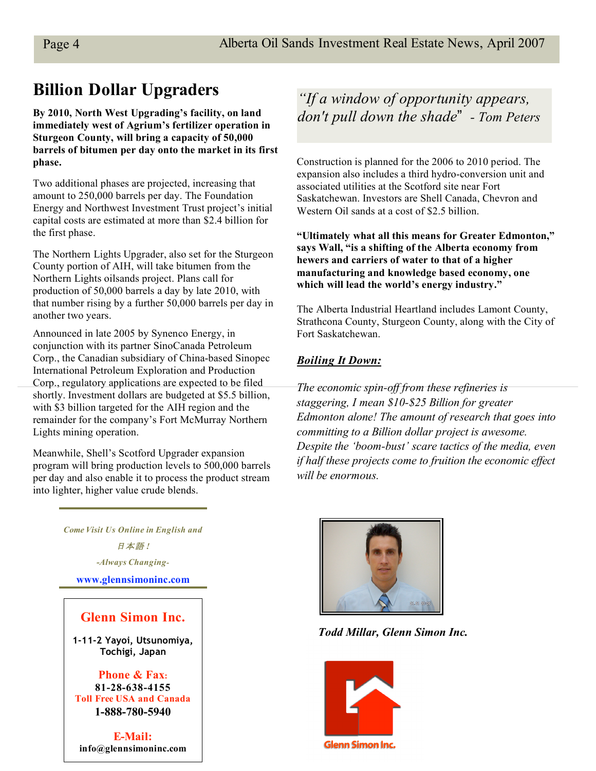# Billion Dollar Upgraders

**By 2010, North West Upgrading's facility, on land immediately west of Agrium's fertilizer operation in Sturgeon County, will bring a capacity of 50,000 barrels of bitumen per day onto the market in its first phase.**

Two additional phases are projected, increasing that amount to 250,000 barrels per day. The Foundation Energy and Northwest Investment Trust project's initial capital costs are estimated at more than $2.4 billion for the first phase.

The Northern Lights Upgrader, also set for the Sturgeon County portion of AIH, will take bitumen from the Northern Lights oilsands project. Plans call for production of 50,000 barrels a day by late 2010, with that number rising by a further 50,000 barrels per day in another two years.

Announced in late 2005 by Synenco Energy, in conjunction with its partner SinoCanada Petroleum Corp., the Canadian subsidiary of China-based Sinopec International Petroleum Exploration and Production Corp., regulatory applications are expected to be filed shortly. Investment dollars are budgeted at $5.5 billion, with $3 billion targeted for the AIH region and the remainder for the company's Fort McMurray Northern Lights mining operation.

Meanwhile, Shell's Scotford Upgrader expansion program will bring production levels to 500,000 barrels per day and also enable it to process the product stream into lighter, higher value crude blends.

*"If a window of opportunity appears, don't pull down the shade" - Tom Peters*

Construction is planned for the 2006 to 2010 period. The expansion also includes a third hydro-conversion unit and associated utilities at the Scotford site near Fort Saskatchewan. Investors are Shell Canada, Chevron and Western Oil sands at a cost of $2.5 billion.

**"Ultimately what all this means for Greater Edmonton," says Wall, "is a shifting of the Alberta economy from hewers and carriers of water to that of a higher manufacturing and knowledge based economy, one which will lead the world's energy industry."**

The Alberta Industrial Heartland includes Lamont County, Strathcona County, Sturgeon County, along with the City of Fort Saskatchewan.

***Boiling It Down:***

*The economic spin-off from these refineries is staggering, I mean $10-$25 Billion for greater Edmonton alone! The amount of research that goes into committing to a Billion dollar project is awesome. Despite the 'boom-bust' scare tactics of the media, even if half these projects come to fruition the economic effect will be enormous.*

*Come Visit Us Online in English and 日本語！*

*-Always Changing-*

**www.glennsimoninc.com**

**Glenn Simon Inc.**

**1-11-2 Yayoi, Utsunomiya, Tochigi, Japan**

**Phone & Fax:**
**81-28-638-4155**
**Toll Free USA and Canada**
**1-888-780-5940**

**E-Mail:**
**info@glennsimoninc.com**

***Todd Millar, Glenn Simon Inc.***

Glenn Simon Inc.